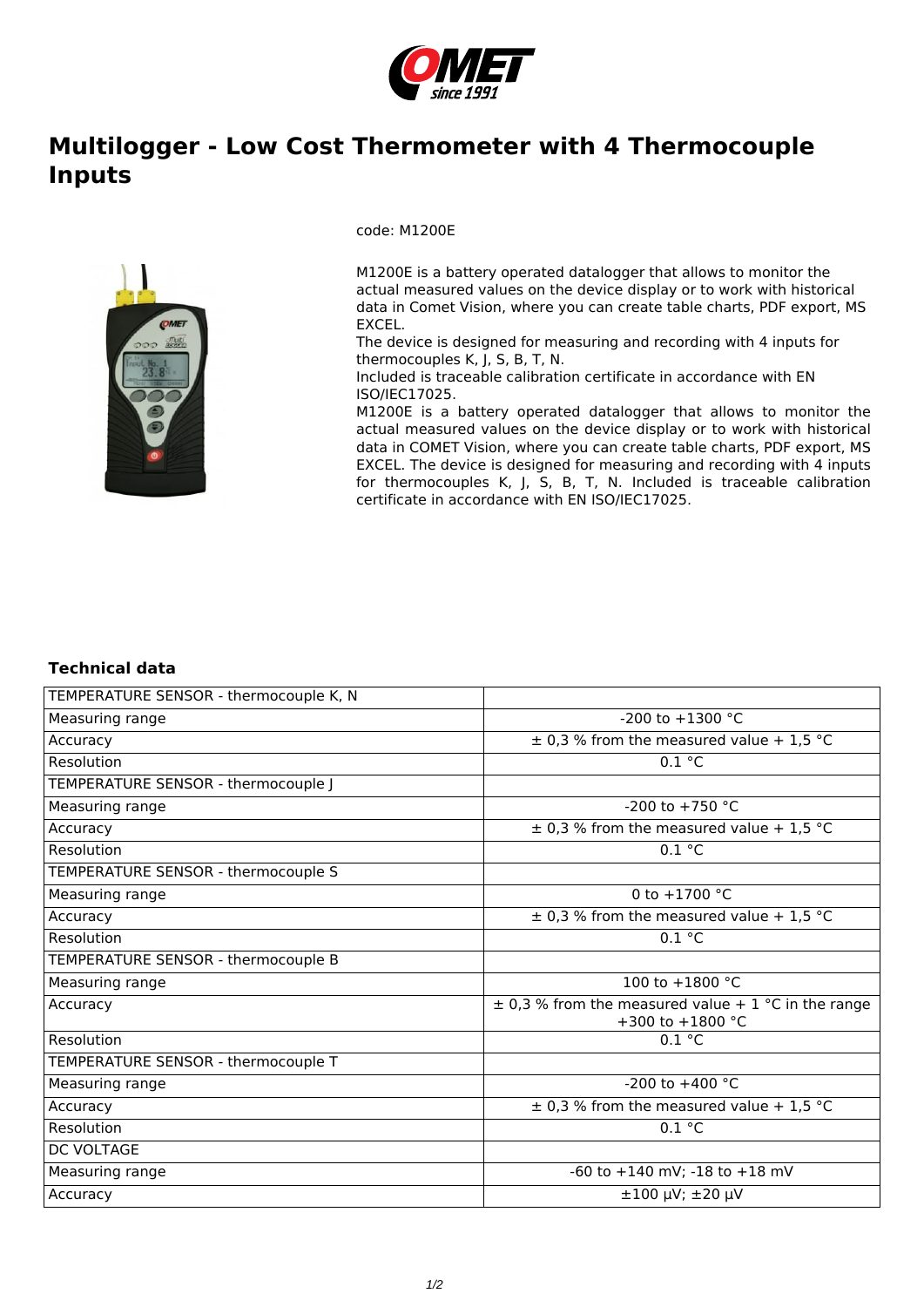# Multilogger - Low Cost Thermometer with 4 Thermocouple Inputs

code: M1200E

M1200E is a battery operated datalogger that allows to monitor the actual measured values on the device display or to work with historical data in Comet Vision, where you can create table charts, PDF export, MS EXCEL.
The device is designed for measuring and recording with 4 inputs for thermocouples K, J, S, B, T, N.
Included is traceable calibration certificate in accordance with EN ISO/IEC17025.
M1200E is a battery operated datalogger that allows to monitor the actual measured values on the device display or to work with historical data in COMET Vision, where you can create table charts, PDF export, MS EXCEL. The device is designed for measuring and recording with 4 inputs for thermocouples K, J, S, B, T, N. Included is traceable calibration certificate in accordance with EN ISO/IEC17025.

### Technical data

| | |
|---|---|
| TEMPERATURE SENSOR - thermocouple K, N | |
| Measuring range | -200 to +1300 °C |
| Accuracy | ± 0,3 % from the measured value + 1,5 °C |
| Resolution | 0.1 °C |
| TEMPERATURE SENSOR - thermocouple J | |
| Measuring range | -200 to +750 °C |
| Accuracy | ± 0,3 % from the measured value + 1,5 °C |
| Resolution | 0.1 °C |
| TEMPERATURE SENSOR - thermocouple S | |
| Measuring range | 0 to +1700 °C |
| Accuracy | ± 0,3 % from the measured value + 1,5 °C |
| Resolution | 0.1 °C |
| TEMPERATURE SENSOR - thermocouple B | |
| Measuring range | 100 to +1800 °C |
| Accuracy | ± 0,3 % from the measured value + 1 °C in the range +300 to +1800 °C |
| Resolution | 0.1 °C |
| TEMPERATURE SENSOR - thermocouple T | |
| Measuring range | -200 to +400 °C |
| Accuracy | ± 0,3 % from the measured value + 1,5 °C |
| Resolution | 0.1 °C |
| DC VOLTAGE | |
| Measuring range | -60 to +140 mV; -18 to +18 mV |
| Accuracy | ±100 μV; ±20 μV |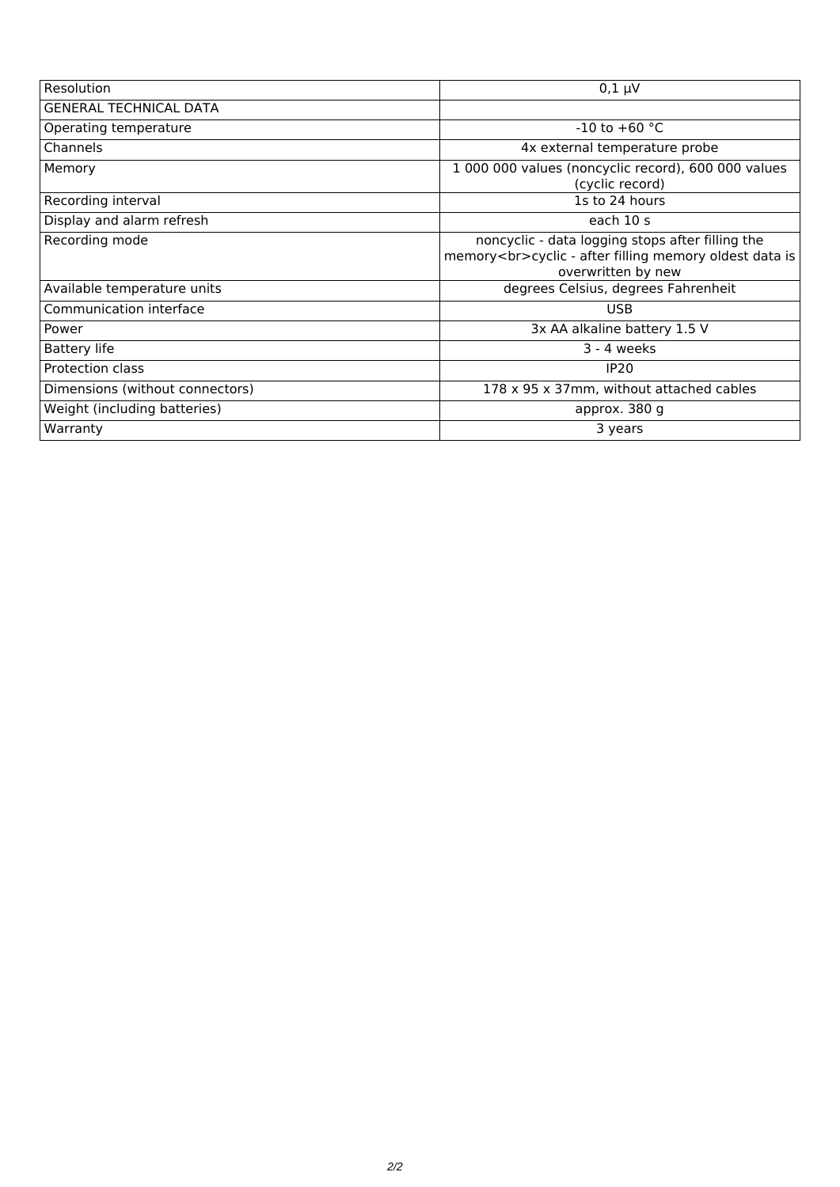| | |
|---|---|
| Resolution | 0,1 µV |
| GENERAL TECHNICAL DATA | |
| Operating temperature | -10 to +60 °C |
| Channels | 4x external temperature probe |
| Memory | 1 000 000 values (noncyclic record), 600 000 values (cyclic record) |
| Recording interval | 1s to 24 hours |
| Display and alarm refresh | each 10 s |
| Recording mode | noncyclic - data logging stops after filling the memory<br>cyclic - after filling memory oldest data is overwritten by new |
| Available temperature units | degrees Celsius, degrees Fahrenheit |
| Communication interface | USB |
| Power | 3x AA alkaline battery 1.5 V |
| Battery life | 3 - 4 weeks |
| Protection class | IP20 |
| Dimensions (without connectors) | 178 x 95 x 37mm, without attached cables |
| Weight (including batteries) | approx. 380 g |
| Warranty | 3 years |